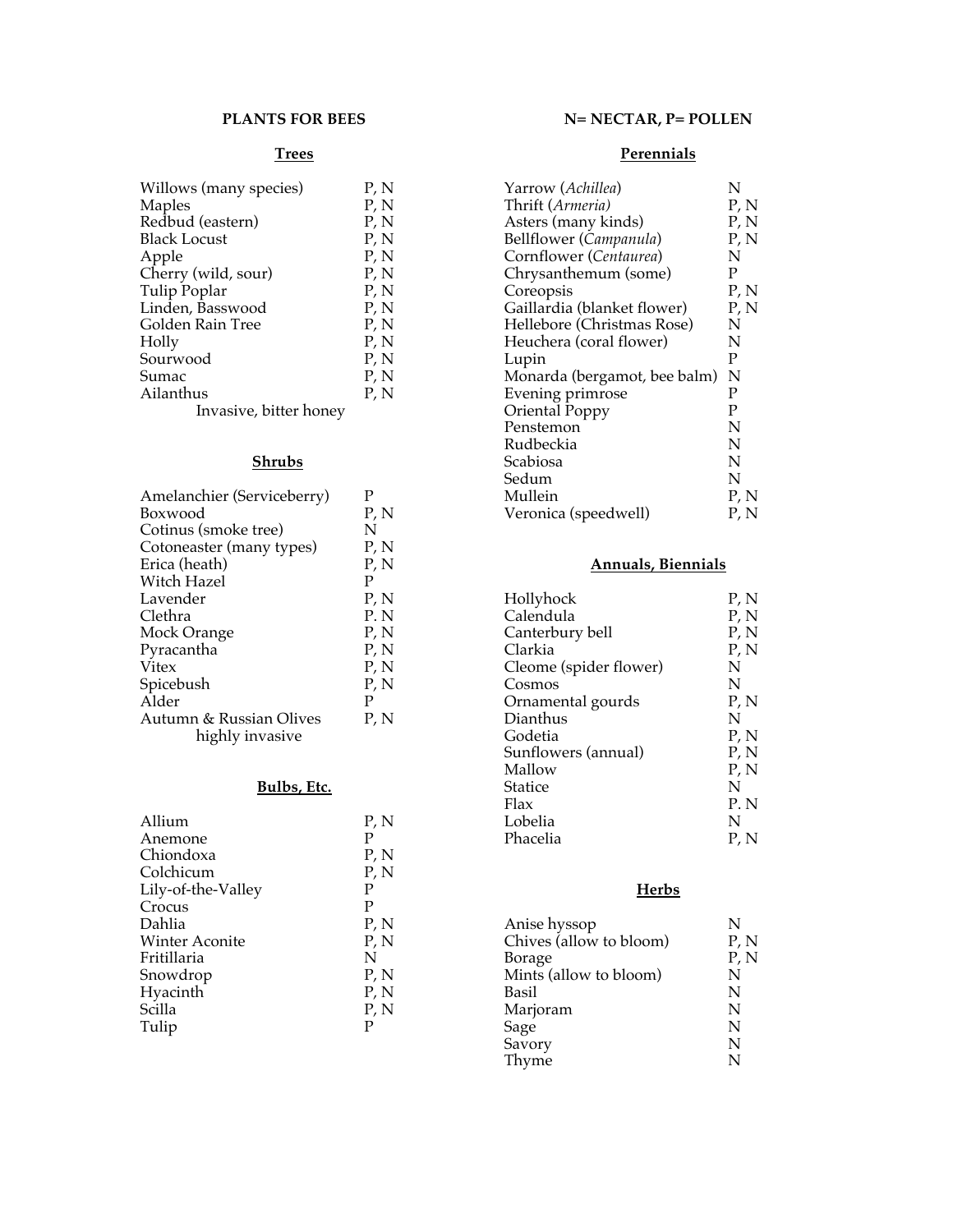**PLANTS FOR BEES**

**N= NECTAR, P= POLLEN**

## Trees

| Plant | |
|---|---|
| Willows (many species) | P, N |
| Maples | P, N |
| Redbud (eastern) | P, N |
| Black Locust | P, N |
| Apple | P, N |
| Cherry (wild, sour) | P, N |
| Tulip Poplar | P, N |
| Linden, Basswood | P, N |
| Golden Rain Tree | P, N |
| Holly | P, N |
| Sourwood | P, N |
| Sumac | P, N |
| Ailanthus<br>Invasive, bitter honey | P, N |

## Shrubs

| Plant | |
|---|---|
| Amelanchier (Serviceberry) | P |
| Boxwood | P, N |
| Cotinus (smoke tree) | N |
| Cotoneaster (many types) | P, N |
| Erica (heath) | P, N |
| Witch Hazel | P |
| Lavender | P, N |
| Clethra | P. N |
| Mock Orange | P, N |
| Pyracantha | P, N |
| Vitex | P, N |
| Spicebush | P, N |
| Alder | P |
| Autumn & Russian Olives<br>highly invasive | P, N |

## Bulbs, Etc.

| Plant | |
|---|---|
| Allium | P, N |
| Anemone | P |
| Chiondoxa | P, N |
| Colchicum | P, N |
| Lily-of-the-Valley | P |
| Crocus | P |
| Dahlia | P, N |
| Winter Aconite | P, N |
| Fritillaria | N |
| Snowdrop | P, N |
| Hyacinth | P, N |
| Scilla | P, N |
| Tulip | P |

## Perennials

| Plant | |
|---|---|
| Yarrow (*Achillea*) | N |
| Thrift (*Armeria)* | P, N |
| Asters (many kinds) | P, N |
| Bellflower (*Campanula*) | P, N |
| Cornflower (*Centaurea*) | N |
| Chrysanthemum (some) | P |
| Coreopsis | P, N |
| Gaillardia (blanket flower) | P, N |
| Hellebore (Christmas Rose) | N |
| Heuchera (coral flower) | N |
| Lupin | P |
| Monarda (bergamot, bee balm) | N |
| Evening primrose | P |
| Oriental Poppy | P |
| Penstemon | N |
| Rudbeckia | N |
| Scabiosa | N |
| Sedum | N |
| Mullein | P, N |
| Veronica (speedwell) | P, N |

## Annuals, Biennials

| Plant | |
|---|---|
| Hollyhock | P, N |
| Calendula | P, N |
| Canterbury bell | P, N |
| Clarkia | P, N |
| Cleome (spider flower) | N |
| Cosmos | N |
| Ornamental gourds | P, N |
| Dianthus | N |
| Godetia | P, N |
| Sunflowers (annual) | P, N |
| Mallow | P, N |
| Statice | N |
| Flax | P. N |
| Lobelia | N |
| Phacelia | P, N |

## Herbs

| Plant | |
|---|---|
| Anise hyssop | N |
| Chives (allow to bloom) | P, N |
| Borage | P, N |
| Mints (allow to bloom) | N |
| Basil | N |
| Marjoram | N |
| Sage | N |
| Savory | N |
| Thyme | N |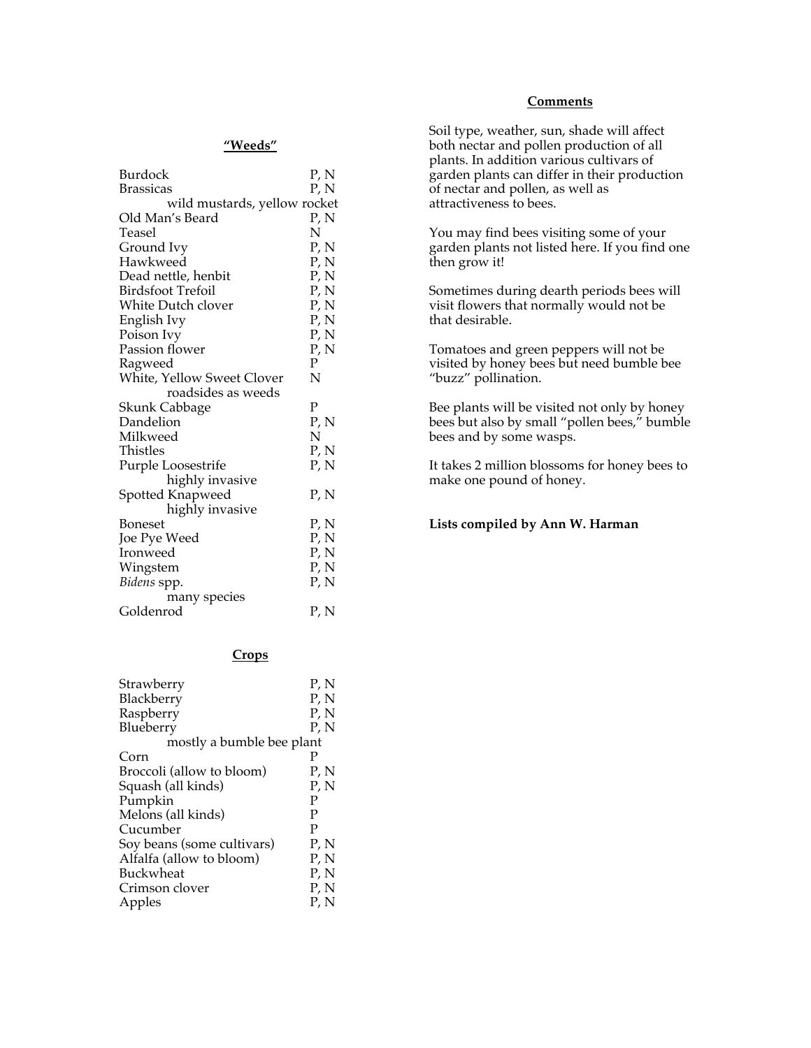## "Weeds"

| | |
|---|---|
| Burdock | P, N |
| Brassicas | P, N |
| wild mustards, yellow rocket | |
| Old Man's Beard | P, N |
| Teasel | N |
| Ground Ivy | P, N |
| Hawkweed | P, N |
| Dead nettle, henbit | P, N |
| Birdsfoot Trefoil | P, N |
| White Dutch clover | P, N |
| English Ivy | P, N |
| Poison Ivy | P, N |
| Passion flower | P, N |
| Ragweed | P |
| White, Yellow Sweet Clover | N |
| roadsides as weeds | |
| Skunk Cabbage | P |
| Dandelion | P, N |
| Milkweed | N |
| Thistles | P, N |
| Purple Loosestrife | P, N |
| highly invasive | |
| Spotted Knapweed | P, N |
| highly invasive | |
| Boneset | P, N |
| Joe Pye Weed | P, N |
| Ironweed | P, N |
| Wingstem | P, N |
| *Bidens* spp. | P, N |
| many species | |
| Goldenrod | P, N |

## Crops

| | |
|---|---|
| Strawberry | P, N |
| Blackberry | P, N |
| Raspberry | P, N |
| Blueberry | P, N |
| mostly a bumble bee plant | |
| Corn | P |
| Broccoli (allow to bloom) | P, N |
| Squash (all kinds) | P, N |
| Pumpkin | P |
| Melons (all kinds) | P |
| Cucumber | P |
| Soy beans (some cultivars) | P, N |
| Alfalfa (allow to bloom) | P, N |
| Buckwheat | P, N |
| Crimson clover | P, N |
| Apples | P, N |

## Comments

Soil type, weather, sun, shade will affect both nectar and pollen production of all plants. In addition various cultivars of garden plants can differ in their production of nectar and pollen, as well as attractiveness to bees.

You may find bees visiting some of your garden plants not listed here. If you find one then grow it!

Sometimes during dearth periods bees will visit flowers that normally would not be that desirable.

Tomatoes and green peppers will not be visited by honey bees but need bumble bee "buzz" pollination.

Bee plants will be visited not only by honey bees but also by small "pollen bees," bumble bees and by some wasps.

It takes 2 million blossoms for honey bees to make one pound of honey.

**Lists compiled by Ann W. Harman**